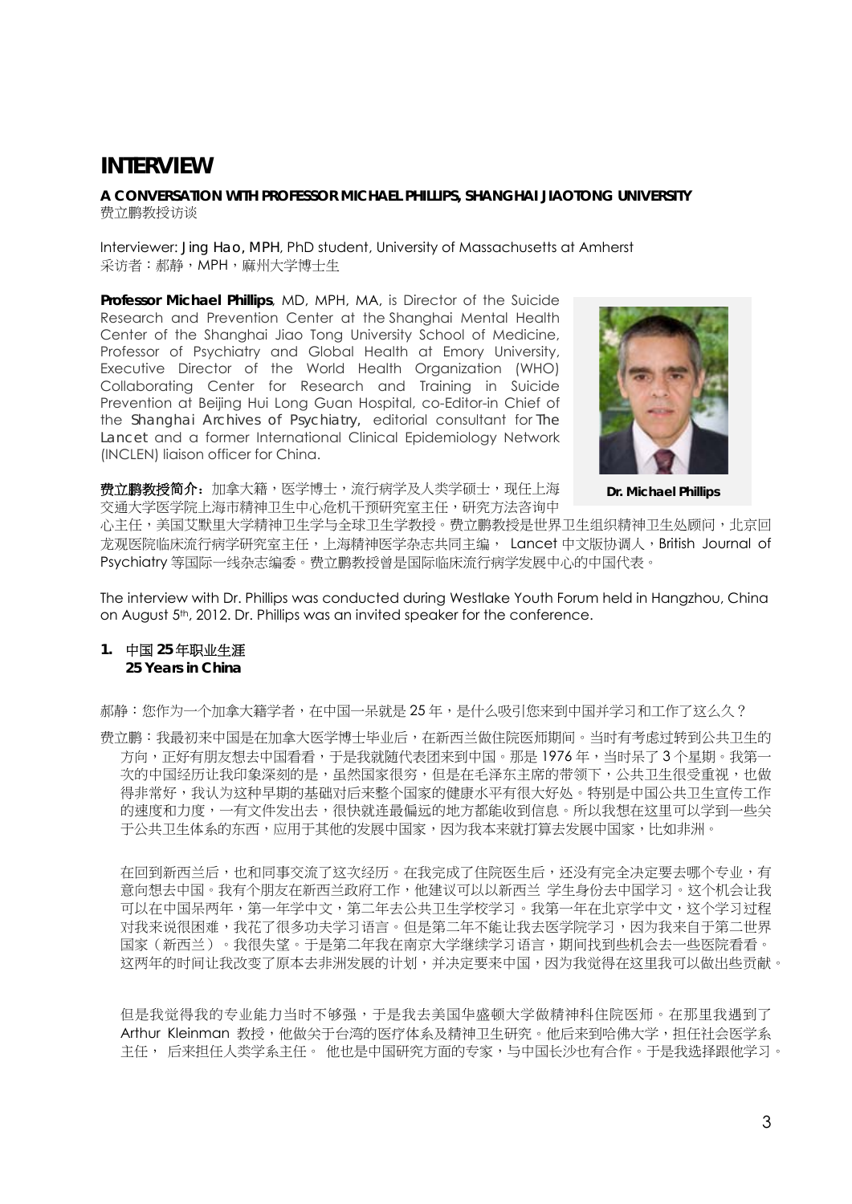# INTERVIEW

**A CONVERSATION WITH PROFESSOR MICHAEL PHILLIPS, SHANGHAI JIAOTONG UNIVERSITY**
费立鹏教授访谈

Interviewer: Jing Hao, MPH, PhD student, University of Massachusetts at Amherst
采访者：郝静，MPH，麻州大学博士生

**Professor Michael Phillips**, MD, MPH, MA, is Director of the Suicide Research and Prevention Center at the Shanghai Mental Health Center of the Shanghai Jiao Tong University School of Medicine, Professor of Psychiatry and Global Health at Emory University, Executive Director of the World Health Organization (WHO) Collaborating Center for Research and Training in Suicide Prevention at Beijing Hui Long Guan Hospital, co-Editor-in Chief of the *Shanghai Archives of Psychiatry*, editorial consultant for *The Lancet* and a former International Clinical Epidemiology Network (INCLEN) liaison officer for China.

**Dr. Michael Phillips**

**费立鹏教授简介：**加拿大籍，医学博士，流行病学及人类学硕士，现任上海交通大学医学院上海市精神卫生中心危机干预研究室主任，研究方法咨询中心主任，美国艾默里大学精神卫生学与全球卫生学教授。费立鹏教授是世界卫生组织精神卫生处顾问，北京回龙观医院临床流行病学研究室主任，上海精神医学杂志共同主编， Lancet 中文版协调人，British Journal of Psychiatry 等国际一线杂志编委。费立鹏教授曾是国际临床流行病学发展中心的中国代表。

The interview with Dr. Phillips was conducted during Westlake Youth Forum held in Hangzhou, China on August 5th, 2012. Dr. Phillips was an invited speaker for the conference.

## 1. 中国 25 年职业生涯 25 Years in China

郝静：您作为一个加拿大籍学者，在中国一呆就是 25 年，是什么吸引您来到中国并学习和工作了这么久？

费立鹏：我最初来中国是在加拿大医学博士毕业后，在新西兰做住院医师期间。当时有考虑过转到公共卫生的方向，正好有朋友想去中国看看，于是我就随代表团来到中国。那是 1976 年，当时呆了 3 个星期。我第一次的中国经历让我印象深刻的是，虽然国家很穷，但是在毛泽东主席的带领下，公共卫生很受重视，也做得非常好，我认为这种早期的基础对后来整个国家的健康水平有很大好处。特别是中国公共卫生宣传工作的速度和力度，一有文件发出去，很快就连最偏远的地方都能收到信息。所以我想在这里可以学到一些关于公共卫生体系的东西，应用于其他的发展中国家，因为我本来就打算去发展中国家，比如非洲。

在回到新西兰后，也和同事交流了这次经历。在我完成了住院医生后，还没有完全决定要去哪个专业，有意向想去中国。我有个朋友在新西兰政府工作，他建议可以以新西兰 学生身份去中国学习。这个机会让我可以在中国呆两年，第一年学中文，第二年去公共卫生学校学习。我第一年在北京学中文，这个学习过程对我来说很困难，我花了很多功夫学习语言。但是第二年不能让我去医学院学习，因为我来自于第二世界国家（新西兰）。我很失望。于是第二年我在南京大学继续学习语言，期间找到些机会去一些医院看看。这两年的时间让我改变了原本去非洲发展的计划，并决定要来中国，因为我觉得在这里我可以做出些贡献。

但是我觉得我的专业能力当时不够强，于是我去美国华盛顿大学做精神科住院医师。在那里我遇到了 Arthur Kleinman 教授，他做关于台湾的医疗体系及精神卫生研究。他后来到哈佛大学，担任社会医学系主任， 后来担任人类学系主任。 他也是中国研究方面的专家，与中国长沙也有合作。于是我选择跟他学习。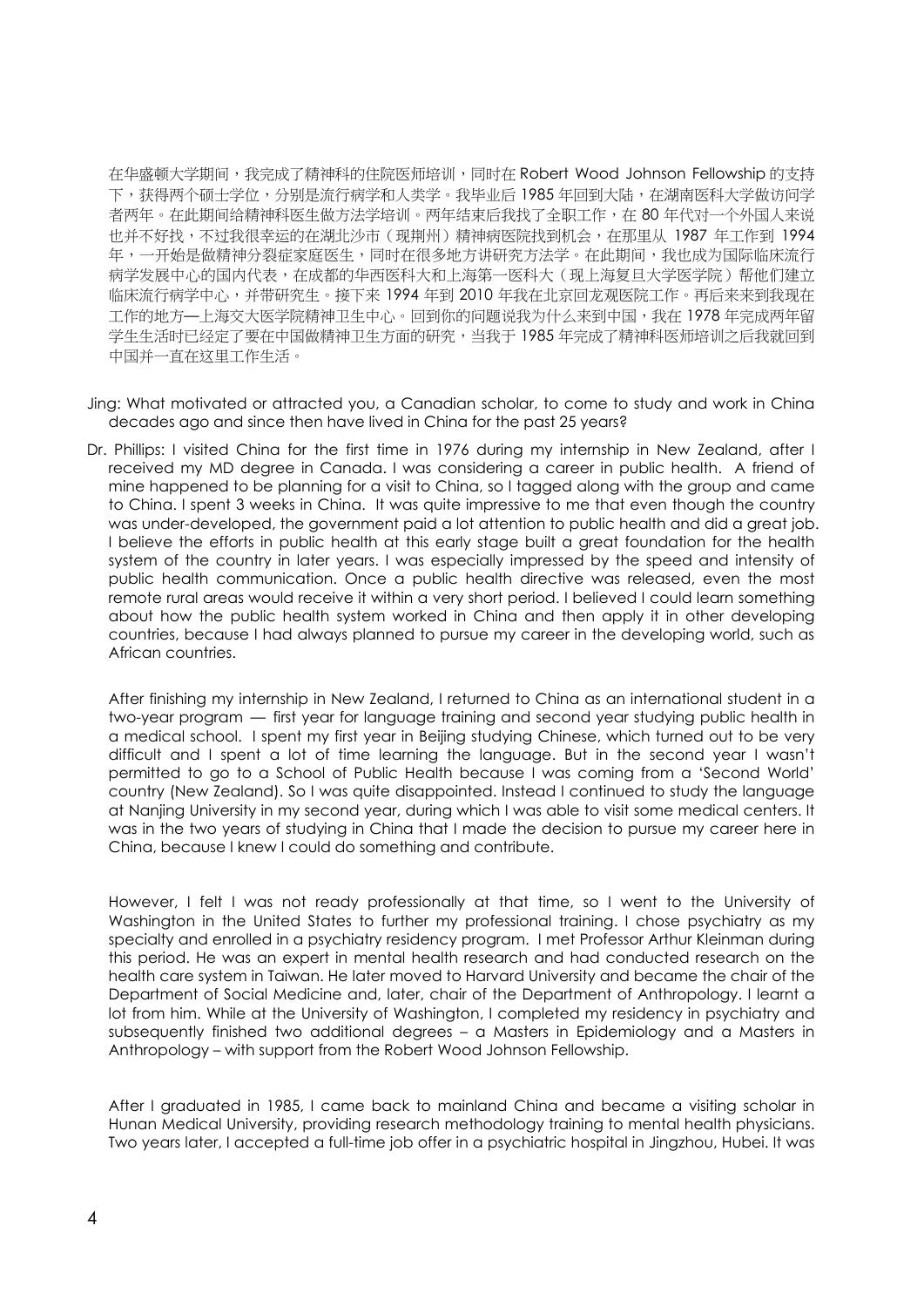在华盛顿大学期间，我完成了精神科的住院医师培训，同时在 Robert Wood Johnson Fellowship 的支持下，获得两个硕士学位，分别是流行病学和人类学。我毕业后 1985 年回到大陆，在湖南医科大学做访问学者两年。在此期间给精神科医生做方法学培训。两年结束后我找了全职工作，在 80 年代对一个外国人来说也并不好找，不过我很幸运的在湖北沙市（现荆州）精神病医院找到机会，在那里从 1987 年工作到 1994 年，一开始是做精神分裂症家庭医生，同时在很多地方讲研究方法学。在此期间，我也成为国际临床流行病学发展中心的国内代表，在成都的华西医科大和上海第一医科大（现上海复旦大学医学院）帮他们建立临床流行病学中心，并带研究生。接下来 1994 年到 2010 年我在北京回龙观医院工作。再后来来到我现在工作的地方—上海交大医学院精神卫生中心。回到你的问题说我为什么来到中国，我在 1978 年完成两年留学生生活时已经定了要在中国做精神卫生方面的研究，当我于 1985 年完成了精神科医师培训之后我就回到中国并一直在这里工作生活。

Jing: What motivated or attracted you, a Canadian scholar, to come to study and work in China decades ago and since then have lived in China for the past 25 years?

Dr. Phillips: I visited China for the first time in 1976 during my internship in New Zealand, after I received my MD degree in Canada. I was considering a career in public health. A friend of mine happened to be planning for a visit to China, so I tagged along with the group and came to China. I spent 3 weeks in China. It was quite impressive to me that even though the country was under-developed, the government paid a lot attention to public health and did a great job. I believe the efforts in public health at this early stage built a great foundation for the health system of the country in later years. I was especially impressed by the speed and intensity of public health communication. Once a public health directive was released, even the most remote rural areas would receive it within a very short period. I believed I could learn something about how the public health system worked in China and then apply it in other developing countries, because I had always planned to pursue my career in the developing world, such as African countries.

After finishing my internship in New Zealand, I returned to China as an international student in a two-year program — first year for language training and second year studying public health in a medical school. I spent my first year in Beijing studying Chinese, which turned out to be very difficult and I spent a lot of time learning the language. But in the second year I wasn't permitted to go to a School of Public Health because I was coming from a 'Second World' country (New Zealand). So I was quite disappointed. Instead I continued to study the language at Nanjing University in my second year, during which I was able to visit some medical centers. It was in the two years of studying in China that I made the decision to pursue my career here in China, because I knew I could do something and contribute.

However, I felt I was not ready professionally at that time, so I went to the University of Washington in the United States to further my professional training. I chose psychiatry as my specialty and enrolled in a psychiatry residency program. I met Professor Arthur Kleinman during this period. He was an expert in mental health research and had conducted research on the health care system in Taiwan. He later moved to Harvard University and became the chair of the Department of Social Medicine and, later, chair of the Department of Anthropology. I learnt a lot from him. While at the University of Washington, I completed my residency in psychiatry and subsequently finished two additional degrees – a Masters in Epidemiology and a Masters in Anthropology – with support from the Robert Wood Johnson Fellowship.

After I graduated in 1985, I came back to mainland China and became a visiting scholar in Hunan Medical University, providing research methodology training to mental health physicians. Two years later, I accepted a full-time job offer in a psychiatric hospital in Jingzhou, Hubei. It was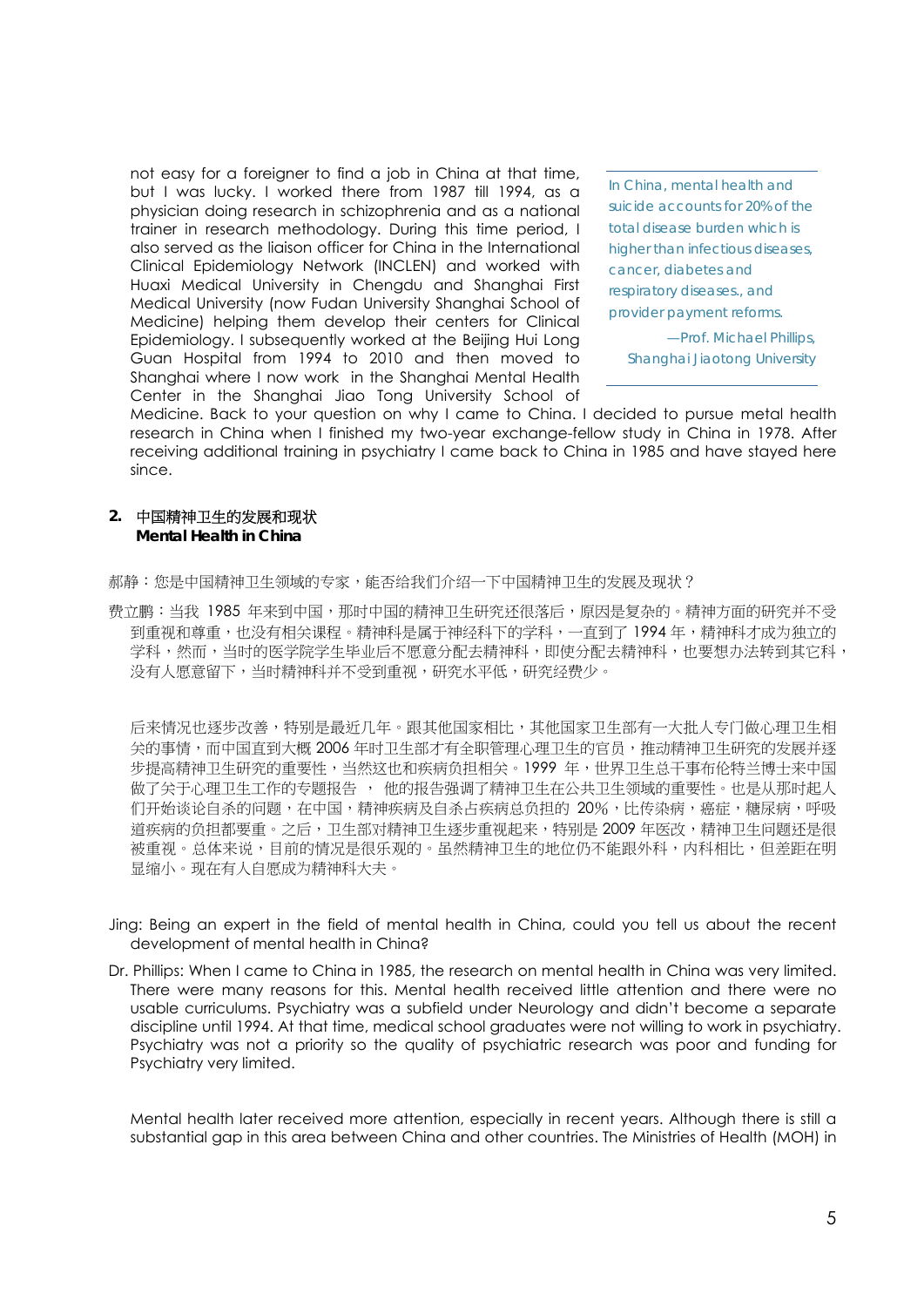not easy for a foreigner to find a job in China at that time, but I was lucky. I worked there from 1987 till 1994, as a physician doing research in schizophrenia and as a national trainer in research methodology. During this time period, I also served as the liaison officer for China in the International Clinical Epidemiology Network (INCLEN) and worked with Huaxi Medical University in Chengdu and Shanghai First Medical University (now Fudan University Shanghai School of Medicine) helping them develop their centers for Clinical Epidemiology. I subsequently worked at the Beijing Hui Long Guan Hospital from 1994 to 2010 and then moved to Shanghai where I now work in the Shanghai Mental Health Center in the Shanghai Jiao Tong University School of Medicine. Back to your question on why I came to China. I decided to pursue metal health research in China when I finished my two-year exchange-fellow study in China in 1978. After receiving additional training in psychiatry I came back to China in 1985 and have stayed here since.

> In China, mental health and suicide accounts for 20% of the total disease burden which is higher than infectious diseases, cancer, diabetes and respiratory diseases., and provider payment reforms.
>
> —Prof. Michael Phillips, Shanghai Jiaotong University

## 2. 中国精神卫生的发展和现状 **Mental Health in China**

郝静：您是中国精神卫生领域的专家，能否给我们介绍一下中国精神卫生的发展及现状？

费立鹏：当我 1985 年来到中国，那时中国的精神卫生研究还很落后，原因是复杂的。精神方面的研究并不受到重视和尊重，也没有相关课程。精神科是属于神经科下的学科，一直到了 1994 年，精神科才成为独立的学科，然而，当时的医学院学生毕业后不愿意分配去精神科，即使分配去精神科，也要想办法转到其它科，没有人愿意留下，当时精神科并不受到重视，研究水平低，研究经费少。

后来情况也逐步改善，特别是最近几年。跟其他国家相比，其他国家卫生部有一大批人专门做心理卫生相关的事情，而中国直到大概 2006 年时卫生部才有全职管理心理卫生的官员，推动精神卫生研究的发展并逐步提高精神卫生研究的重要性，当然这也和疾病负担相关。1999 年，世界卫生总干事布伦特兰博士来中国做了关于心理卫生工作的专题报告 ，他的报告强调了精神卫生在公共卫生领域的重要性。也是从那时起人们开始谈论自杀的问题，在中国，精神疾病及自杀占疾病总负担的 20%，比传染病，癌症，糖尿病，呼吸道疾病的负担都要重。之后，卫生部对精神卫生逐步重视起来，特别是 2009 年医改，精神卫生问题还是很被重视。总体来说，目前的情况是很乐观的。虽然精神卫生的地位仍不能跟外科，内科相比，但差距在明显缩小。现在有人自愿成为精神科大夫。

Jing: Being an expert in the field of mental health in China, could you tell us about the recent development of mental health in China?

Dr. Phillips: When I came to China in 1985, the research on mental health in China was very limited. There were many reasons for this. Mental health received little attention and there were no usable curriculums. Psychiatry was a subfield under Neurology and didn't become a separate discipline until 1994. At that time, medical school graduates were not willing to work in psychiatry. Psychiatry was not a priority so the quality of psychiatric research was poor and funding for Psychiatry very limited.

Mental health later received more attention, especially in recent years. Although there is still a substantial gap in this area between China and other countries. The Ministries of Health (MOH) in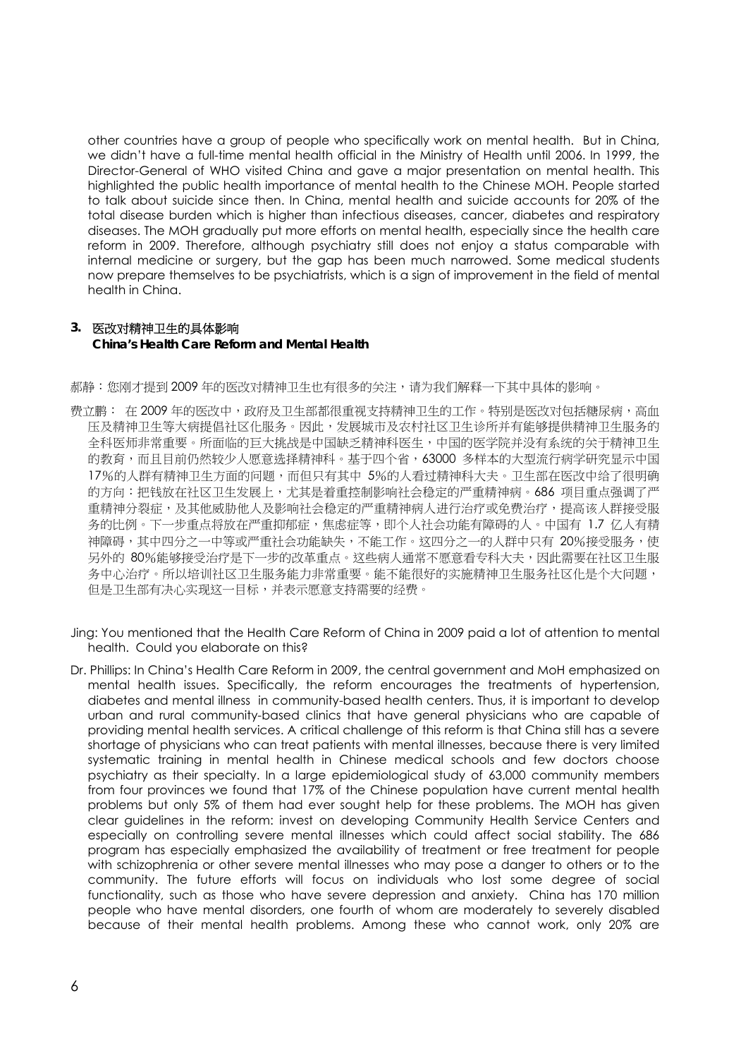other countries have a group of people who specifically work on mental health. But in China, we didn't have a full-time mental health official in the Ministry of Health until 2006. In 1999, the Director-General of WHO visited China and gave a major presentation on mental health. This highlighted the public health importance of mental health to the Chinese MOH. People started to talk about suicide since then. In China, mental health and suicide accounts for 20% of the total disease burden which is higher than infectious diseases, cancer, diabetes and respiratory diseases. The MOH gradually put more efforts on mental health, especially since the health care reform in 2009. Therefore, although psychiatry still does not enjoy a status comparable with internal medicine or surgery, but the gap has been much narrowed. Some medical students now prepare themselves to be psychiatrists, which is a sign of improvement in the field of mental health in China.

### 3. 医改对精神卫生的具体影响
**China's Health Care Reform and Mental Health**

郝静：您刚才提到 2009 年的医改对精神卫生也有很多的关注，请为我们解释一下其中具体的影响。

费立鹏： 在 2009 年的医改中，政府及卫生部都很重视支持精神卫生的工作。特别是医改对包括糖尿病，高血压及精神卫生等大病提倡社区化服务。因此，发展城市及农村社区卫生诊所并有能够提供精神卫生服务的全科医师非常重要。所面临的巨大挑战是中国缺乏精神科医生，中国的医学院并没有系统的关于精神卫生的教育，而且目前仍然较少人愿意选择精神科。基于四个省，63000 多样本的大型流行病学研究显示中国 17%的人群有精神卫生方面的问题，而但只有其中 5%的人看过精神科大夫。卫生部在医改中给了很明确的方向：把钱放在社区卫生发展上，尤其是着重控制影响社会稳定的严重精神病。686 项目重点强调了严重精神分裂症，及其他威胁他人及影响社会稳定的严重精神病人进行治疗或免费治疗，提高该人群接受服务的比例。下一步重点将放在严重抑郁症，焦虑症等，即个人社会功能有障碍的人。中国有 1.7 亿人有精神障碍，其中四分之一中等或严重社会功能缺失，不能工作。这四分之一的人群中只有 20%接受服务，使另外的 80%能够接受治疗是下一步的改革重点。这些病人通常不愿意看专科大夫，因此需要在社区卫生服务中心治疗。所以培训社区卫生服务能力非常重要。能不能很好的实施精神卫生服务社区化是个大问题，但是卫生部有决心实现这一目标，并表示愿意支持需要的经费。

Jing: You mentioned that the Health Care Reform of China in 2009 paid a lot of attention to mental health. Could you elaborate on this?

Dr. Phillips: In China's Health Care Reform in 2009, the central government and MoH emphasized on mental health issues. Specifically, the reform encourages the treatments of hypertension, diabetes and mental illness in community-based health centers. Thus, it is important to develop urban and rural community-based clinics that have general physicians who are capable of providing mental health services. A critical challenge of this reform is that China still has a severe shortage of physicians who can treat patients with mental illnesses, because there is very limited systematic training in mental health in Chinese medical schools and few doctors choose psychiatry as their specialty. In a large epidemiological study of 63,000 community members from four provinces we found that 17% of the Chinese population have current mental health problems but only 5% of them had ever sought help for these problems. The MOH has given clear guidelines in the reform: invest on developing Community Health Service Centers and especially on controlling severe mental illnesses which could affect social stability. The 686 program has especially emphasized the availability of treatment or free treatment for people with schizophrenia or other severe mental illnesses who may pose a danger to others or to the community. The future efforts will focus on individuals who lost some degree of social functionality, such as those who have severe depression and anxiety. China has 170 million people who have mental disorders, one fourth of whom are moderately to severely disabled because of their mental health problems. Among these who cannot work, only 20% are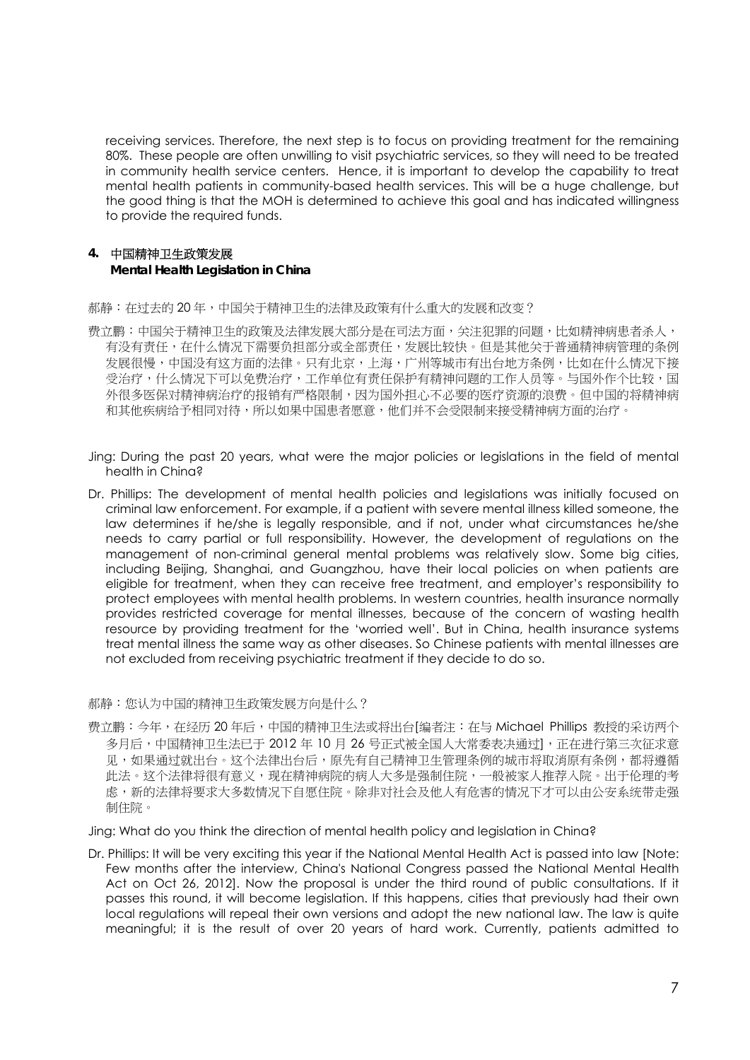receiving services. Therefore, the next step is to focus on providing treatment for the remaining 80%. These people are often unwilling to visit psychiatric services, so they will need to be treated in community health service centers. Hence, it is important to develop the capability to treat mental health patients in community-based health services. This will be a huge challenge, but the good thing is that the MOH is determined to achieve this goal and has indicated willingness to provide the required funds.

## 4. 中国精神卫生政策发展 **Mental Health Legislation in China**

郝静：在过去的 20 年，中国关于精神卫生的法律及政策有什么重大的发展和改变？

费立鹏：中国关于精神卫生的政策及法律发展大部分是在司法方面，关注犯罪的问题，比如精神病患者杀人，有没有责任，在什么情况下需要负担部分或全部责任，发展比较快。但是其他关于普通精神病管理的条例发展很慢，中国没有这方面的法律。只有北京，上海，广州等城市有出台地方条例，比如在什么情况下接受治疗，什么情况下可以免费治疗，工作单位有责任保护有精神问题的工作人员等。与国外作个比较，国外很多医保对精神病治疗的报销有严格限制，因为国外担心不必要的医疗资源的浪费。但中国的将精神病和其他疾病给予相同对待，所以如果中国患者愿意，他们并不会受限制来接受精神病方面的治疗。

Jing: During the past 20 years, what were the major policies or legislations in the field of mental health in China?

Dr. Phillips: The development of mental health policies and legislations was initially focused on criminal law enforcement. For example, if a patient with severe mental illness killed someone, the law determines if he/she is legally responsible, and if not, under what circumstances he/she needs to carry partial or full responsibility. However, the development of regulations on the management of non-criminal general mental problems was relatively slow. Some big cities, including Beijing, Shanghai, and Guangzhou, have their local policies on when patients are eligible for treatment, when they can receive free treatment, and employer's responsibility to protect employees with mental health problems. In western countries, health insurance normally provides restricted coverage for mental illnesses, because of the concern of wasting health resource by providing treatment for the 'worried well'. But in China, health insurance systems treat mental illness the same way as other diseases. So Chinese patients with mental illnesses are not excluded from receiving psychiatric treatment if they decide to do so.

郝静：您认为中国的精神卫生政策发展方向是什么？

费立鹏：今年，在经历 20 年后，中国的精神卫生法或将出台[编者注：在与 Michael Phillips 教授的采访两个多月后，中国精神卫生法已于 2012 年 10 月 26 号正式被全国人大常委表决通过]，正在进行第三次征求意见，如果通过就出台。这个法律出台后，原先有自己精神卫生管理条例的城市将取消原有条例，都将遵循此法。这个法律将很有意义，现在精神病院的病人大多是强制住院，一般被家人推荐入院。出于伦理的考虑，新的法律将要求大多数情况下自愿住院。除非对社会及他人有危害的情况下才可以由公安系统带走强制住院。

Jing: What do you think the direction of mental health policy and legislation in China?

Dr. Phillips: It will be very exciting this year if the National Mental Health Act is passed into law [Note: Few months after the interview, China's National Congress passed the National Mental Health Act on Oct 26, 2012]. Now the proposal is under the third round of public consultations. If it passes this round, it will become legislation. If this happens, cities that previously had their own local regulations will repeal their own versions and adopt the new national law. The law is quite meaningful; it is the result of over 20 years of hard work. Currently, patients admitted to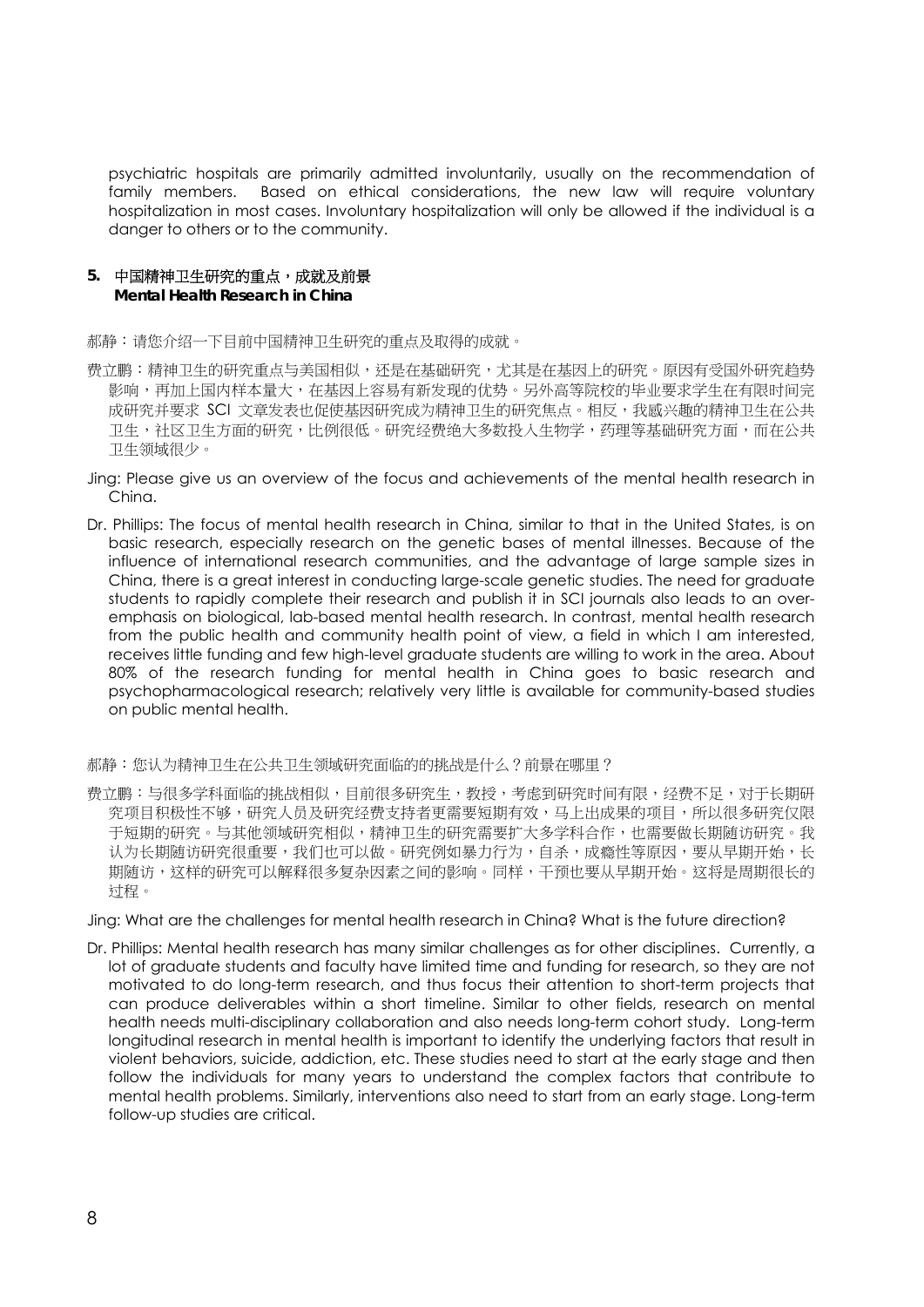psychiatric hospitals are primarily admitted involuntarily, usually on the recommendation of family members. Based on ethical considerations, the new law will require voluntary hospitalization in most cases. Involuntary hospitalization will only be allowed if the individual is a danger to others or to the community.

## 5. 中国精神卫生研究的重点，成就及前景 **Mental Health Research in China**

郝静：请您介绍一下目前中国精神卫生研究的重点及取得的成就。

费立鹏：精神卫生的研究重点与美国相似，还是在基础研究，尤其是在基因上的研究。原因有受国外研究趋势影响，再加上国内样本量大，在基因上容易有新发现的优势。另外高等院校的毕业要求学生在有限时间完成研究并要求 SCI 文章发表也促使基因研究成为精神卫生的研究焦点。相反，我感兴趣的精神卫生在公共卫生，社区卫生方面的研究，比例很低。研究经费绝大多数投入生物学，药理等基础研究方面，而在公共卫生领域很少。

Jing: Please give us an overview of the focus and achievements of the mental health research in China.

Dr. Phillips: The focus of mental health research in China, similar to that in the United States, is on basic research, especially research on the genetic bases of mental illnesses. Because of the influence of international research communities, and the advantage of large sample sizes in China, there is a great interest in conducting large-scale genetic studies. The need for graduate students to rapidly complete their research and publish it in SCI journals also leads to an over-emphasis on biological, lab-based mental health research. In contrast, mental health research from the public health and community health point of view, a field in which I am interested, receives little funding and few high-level graduate students are willing to work in the area. About 80% of the research funding for mental health in China goes to basic research and psychopharmacological research; relatively very little is available for community-based studies on public mental health.

郝静：您认为精神卫生在公共卫生领域研究面临的的挑战是什么？前景在哪里？

费立鹏：与很多学科面临的挑战相似，目前很多研究生，教授，考虑到研究时间有限，经费不足，对于长期研究项目积极性不够，研究人员及研究经费支持者更需要短期有效，马上出成果的项目，所以很多研究仅限于短期的研究。与其他领域研究相似，精神卫生的研究需要扩大多学科合作，也需要做长期随访研究。我认为长期随访研究很重要，我们也可以做。研究例如暴力行为，自杀，成瘾性等原因，要从早期开始，长期随访，这样的研究可以解释很多复杂因素之间的影响。同样，干预也要从早期开始。这将是周期很长的过程。

Jing: What are the challenges for mental health research in China? What is the future direction?

Dr. Phillips: Mental health research has many similar challenges as for other disciplines. Currently, a lot of graduate students and faculty have limited time and funding for research, so they are not motivated to do long-term research, and thus focus their attention to short-term projects that can produce deliverables within a short timeline. Similar to other fields, research on mental health needs multi-disciplinary collaboration and also needs long-term cohort study. Long-term longitudinal research in mental health is important to identify the underlying factors that result in violent behaviors, suicide, addiction, etc. These studies need to start at the early stage and then follow the individuals for many years to understand the complex factors that contribute to mental health problems. Similarly, interventions also need to start from an early stage. Long-term follow-up studies are critical.